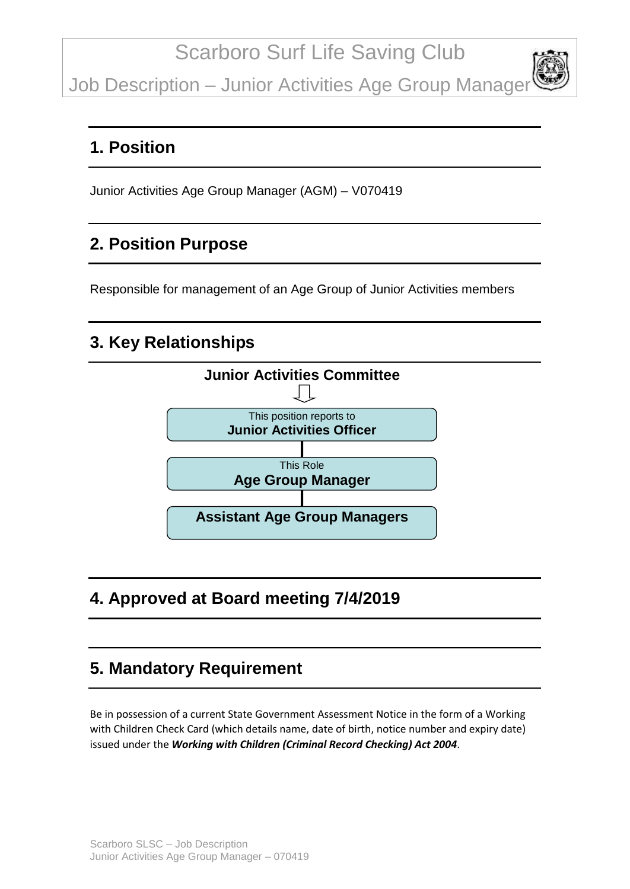# Scarboro Surf Life Saving Club

# Job Description – Junior Activities Age Group Manager

## 1. Position

Junior Activities Age Group Manager (AGM) – V070419

## 2. Position Purpose

Responsible for management of an Age Group of Junior Activities members

## 3. Key Relationships

**Junior Activities Committee**

↓

This position reports to
**Junior Activities Officer**

|

This Role
**Age Group Manager**

|

**Assistant Age Group Managers**

## 4. Approved at Board meeting 7/4/2019

## 5. Mandatory Requirement

Be in possession of a current State Government Assessment Notice in the form of a Working with Children Check Card (which details name, date of birth, notice number and expiry date) issued under the ***Working with Children (Criminal Record Checking) Act 2004***.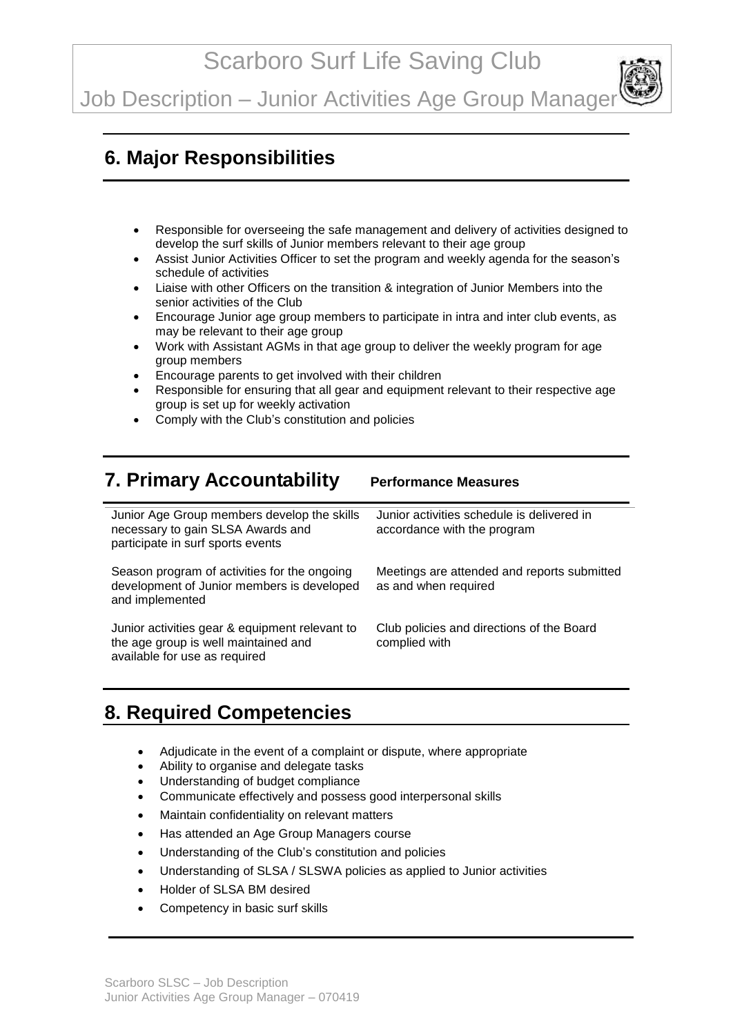## 6. Major Responsibilities

- Responsible for overseeing the safe management and delivery of activities designed to develop the surf skills of Junior members relevant to their age group
- Assist Junior Activities Officer to set the program and weekly agenda for the season's schedule of activities
- Liaise with other Officers on the transition & integration of Junior Members into the senior activities of the Club
- Encourage Junior age group members to participate in intra and inter club events, as may be relevant to their age group
- Work with Assistant AGMs in that age group to deliver the weekly program for age group members
- Encourage parents to get involved with their children
- Responsible for ensuring that all gear and equipment relevant to their respective age group is set up for weekly activation
- Comply with the Club's constitution and policies

## 7. Primary Accountability

| 7. Primary Accountability | Performance Measures |
|---|---|
| Junior Age Group members develop the skills necessary to gain SLSA Awards and participate in surf sports events | Junior activities schedule is delivered in accordance with the program |
| Season program of activities for the ongoing development of Junior members is developed and implemented | Meetings are attended and reports submitted as and when required |
| Junior activities gear & equipment relevant to the age group is well maintained and available for use as required | Club policies and directions of the Board complied with |

## 8. Required Competencies

- Adjudicate in the event of a complaint or dispute, where appropriate
- Ability to organise and delegate tasks
- Understanding of budget compliance
- Communicate effectively and possess good interpersonal skills
- Maintain confidentiality on relevant matters
- Has attended an Age Group Managers course
- Understanding of the Club's constitution and policies
- Understanding of SLSA / SLSWA policies as applied to Junior activities
- Holder of SLSA BM desired
- Competency in basic surf skills